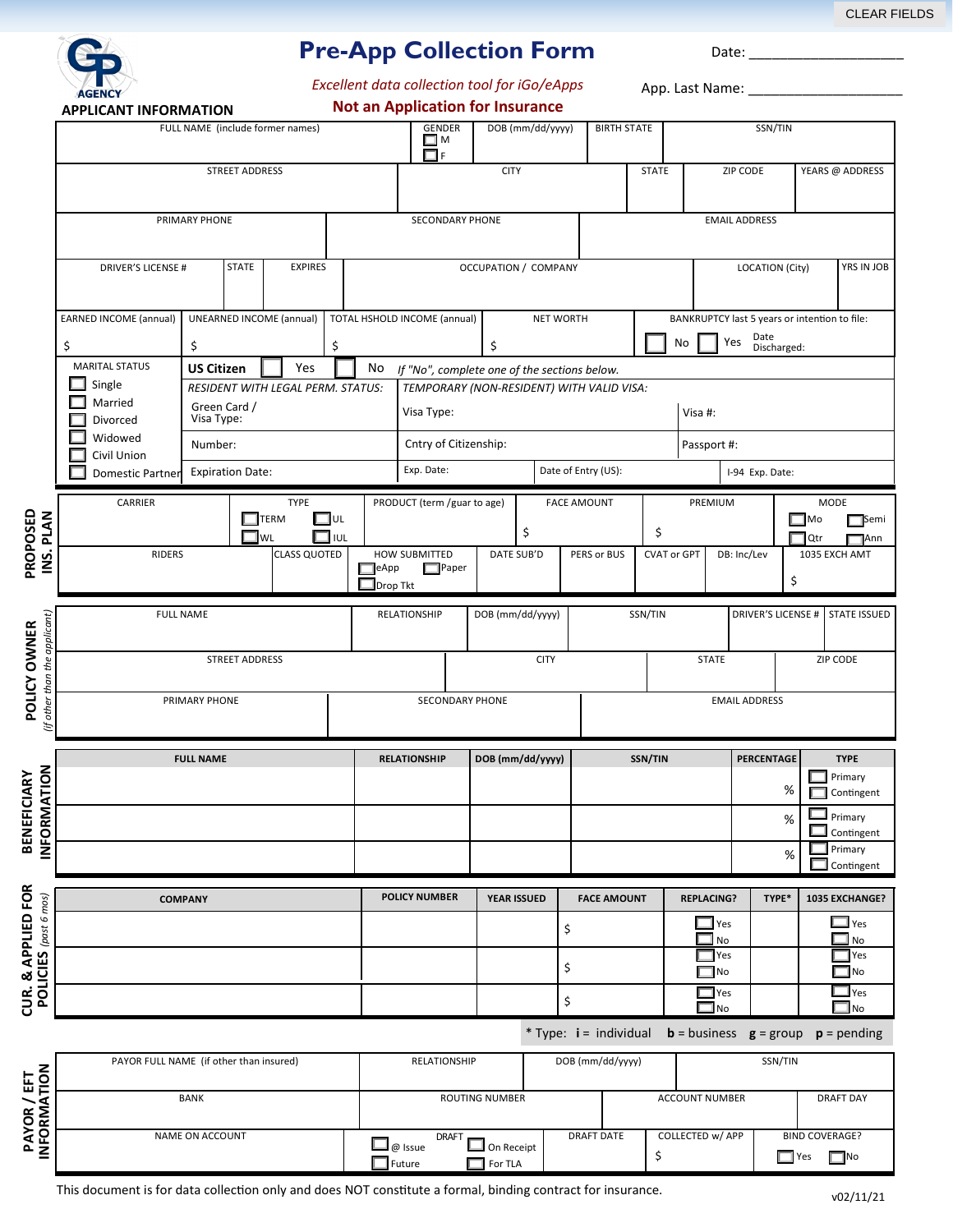CLEAR FIELDS

# Pre-App Collection Form

*Excellent data collection tool for iGo/eApps*

**Not an Application for Insurance**

Date: ____________________

App. Last Name: ____________________

## APPLICANT INFORMATION

| FULL NAME (include former names) | GENDER ☐ M ☐ F | DOB (mm/dd/yyyy) | BIRTH STATE | SSN/TIN |
|---|---|---|---|---|
| | | | | |

| STREET ADDRESS | CITY | STATE | ZIP CODE | YEARS @ ADDRESS |
|---|---|---|---|---|
| | | | | |

| PRIMARY PHONE | SECONDARY PHONE | EMAIL ADDRESS |
|---|---|---|
| | | |

| DRIVER'S LICENSE # | STATE | EXPIRES | OCCUPATION / COMPANY | LOCATION (City) | YRS IN JOB |
|---|---|---|---|---|---|
| | | | | | |

| EARNED INCOME (annual) | UNEARNED INCOME (annual) | TOTAL HSHOLD INCOME (annual) | NET WORTH | BANKRUPTCY last 5 years or intention to file: |
|---|---|---|---|---|
| $ | $ | $ | $ | ☐ No ☐ Yes Date Discharged: |

| MARITAL STATUS | **US Citizen** ☐ Yes ☐ No *If "No", complete one of the sections below.* | | | |
|---|---|---|---|---|
| ☐ Single | *RESIDENT WITH LEGAL PERM. STATUS:* | *TEMPORARY (NON-RESIDENT) WITH VALID VISA:* | | |
| ☐ Married ☐ Divorced | Green Card / Visa Type: | Visa Type: | | Visa #: |
| ☐ Widowed ☐ Civil Union | Number: | Cntry of Citizenship: | | Passport #: |
| ☐ Domestic Partner | Expiration Date: | Exp. Date: | Date of Entry (US): | I-94 Exp. Date: |

## PROPOSED INS. PLAN

| CARRIER | TYPE | PRODUCT (term /guar to age) | FACE AMOUNT | PREMIUM | MODE |
|---|---|---|---|---|---|
| | ☐ TERM ☐ UL ☐ WL ☐ IUL | | $ | $ | ☐ Mo ☐ Semi ☐ Qtr ☐ Ann |

| RIDERS | CLASS QUOTED | HOW SUBMITTED | DATE SUB'D | PERS or BUS | CVAT or GPT | DB: Inc/Lev | 1035 EXCH AMT |
|---|---|---|---|---|---|---|---|
| | | ☐ eApp ☐ Paper ☐ Drop Tkt | | | | | $ |

## POLICY OWNER *(if other than the applicant)*

| FULL NAME | RELATIONSHIP | DOB (mm/dd/yyyy) | SSN/TIN | DRIVER'S LICENSE # | STATE ISSUED |
|---|---|---|---|---|---|
| | | | | | |

| STREET ADDRESS | CITY | STATE | ZIP CODE |
|---|---|---|---|
| | | | |

| PRIMARY PHONE | SECONDARY PHONE | EMAIL ADDRESS |
|---|---|---|
| | | |

## BENEFICIARY INFORMATION

| FULL NAME | RELATIONSHIP | DOB (mm/dd/yyyy) | SSN/TIN | PERCENTAGE | TYPE |
|---|---|---|---|---|---|
| | | | | % | ☐ Primary ☐ Contingent |
| | | | | % | ☐ Primary ☐ Contingent |
| | | | | % | ☐ Primary ☐ Contingent |

## CUR. & APPLIED FOR POLICIES *(past 6 mos)*

| COMPANY | POLICY NUMBER | YEAR ISSUED | FACE AMOUNT | REPLACING? | TYPE* | 1035 EXCHANGE? |
|---|---|---|---|---|---|---|
| | | | $ | ☐ Yes ☐ No | | ☐ Yes ☐ No |
| | | | $ | ☐ Yes ☐ No | | ☐ Yes ☐ No |
| | | | $ | ☐ Yes ☐ No | | ☐ Yes ☐ No |

\* Type: **i** = individual **b** = business **g** = group **p** = pending

## PAYOR / EFT INFORMATION

| PAYOR FULL NAME (if other than insured) | RELATIONSHIP | DOB (mm/dd/yyyy) | SSN/TIN |
|---|---|---|---|
| | | | |

| BANK | ROUTING NUMBER | ACCOUNT NUMBER | DRAFT DAY |
|---|---|---|---|
| | | | |

| NAME ON ACCOUNT | DRAFT | DRAFT DATE | COLLECTED w/ APP | BIND COVERAGE? |
|---|---|---|---|---|
| | ☐ @ Issue ☐ On Receipt ☐ Future ☐ For TLA | | $ | ☐ Yes ☐ No |

This document is for data collection only and does NOT constitute a formal, binding contract for insurance.

v02/11/21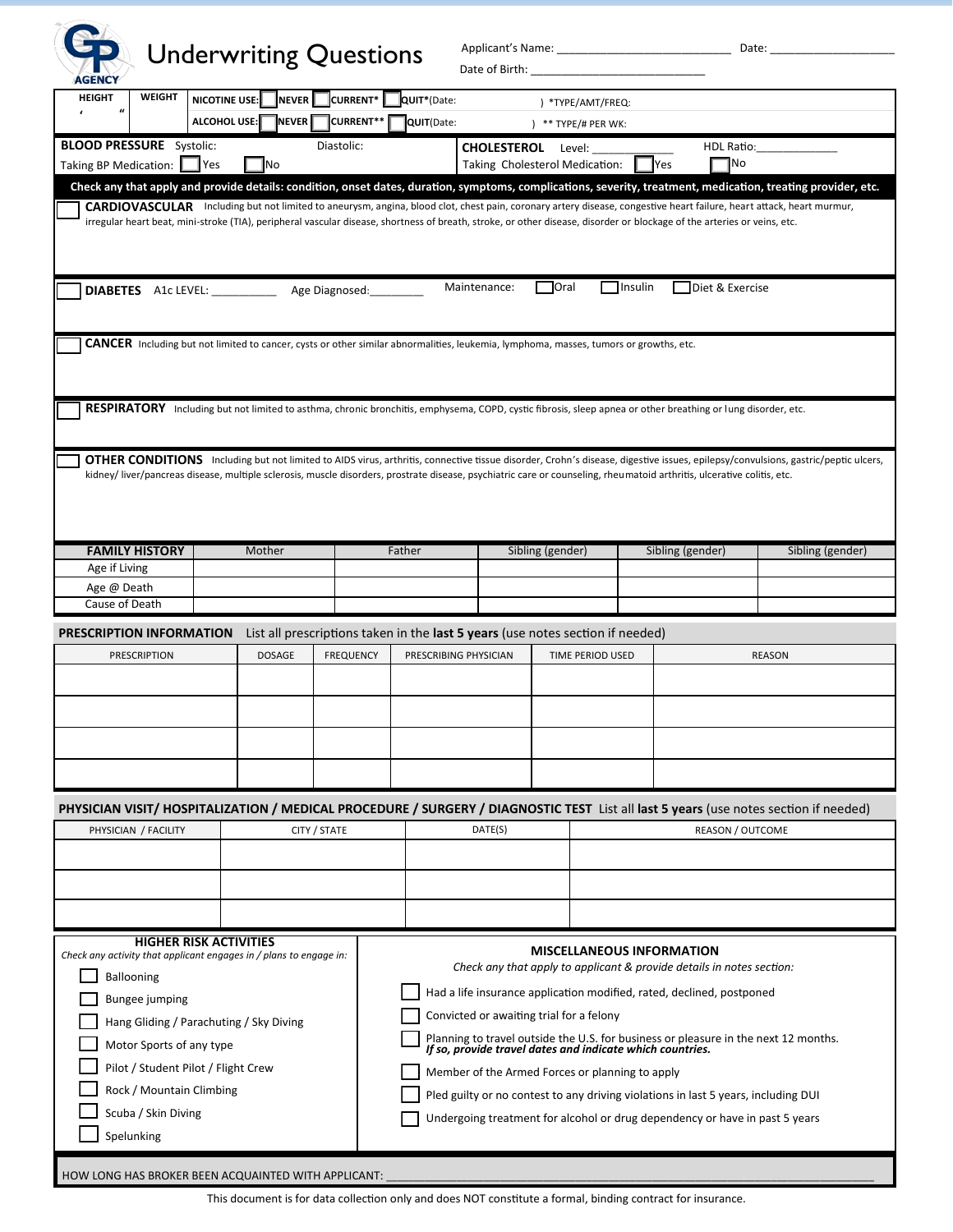GP AGENCY

# Underwriting Questions

Applicant's Name: ___________________________ Date: ___________________

Date of Birth: ____________________________

| HEIGHT | WEIGHT | | |
|---|---|---|---|
| ' " | | NICOTINE USE: ☐ NEVER ☐ CURRENT* ☐ QUIT*(Date: ) | *TYPE/AMT/FREQ: |
| | | ALCOHOL USE: ☐ NEVER ☐ CURRENT** ☐ QUIT(Date: ) | ** TYPE/# PER WK: |

**BLOOD PRESSURE** Systolic: Diastolic:

Taking BP Medication: ☐ Yes ☐ No

**CHOLESTEROL** Level: _____________ HDL Ratio:_____________

Taking Cholesterol Medication: ☐ Yes ☐ No

**Check any that apply and provide details: condition, onset dates, duration, symptoms, complications, severity, treatment, medication, treating provider, etc.**

☐ **CARDIOVASCULAR** Including but not limited to aneurysm, angina, blood clot, chest pain, coronary artery disease, congestive heart failure, heart attack, heart murmur, irregular heart beat, mini-stroke (TIA), peripheral vascular disease, shortness of breath, stroke, or other disease, disorder or blockage of the arteries or veins, etc.

☐ **DIABETES** A1c LEVEL: __________ Age Diagnosed:________ Maintenance: ☐ Oral ☐ Insulin ☐ Diet & Exercise

☐ **CANCER** Including but not limited to cancer, cysts or other similar abnormalities, leukemia, lymphoma, masses, tumors or growths, etc.

☐ **RESPIRATORY** Including but not limited to asthma, chronic bronchitis, emphysema, COPD, cystic fibrosis, sleep apnea or other breathing or lung disorder, etc.

☐ **OTHER CONDITIONS** Including but not limited to AIDS virus, arthritis, connective tissue disorder, Crohn's disease, digestive issues, epilepsy/convulsions, gastric/peptic ulcers, kidney/ liver/pancreas disease, multiple sclerosis, muscle disorders, prostrate disease, psychiatric care or counseling, rheumatoid arthritis, ulcerative colitis, etc.

| FAMILY HISTORY | Mother | Father | Sibling (gender) | Sibling (gender) | Sibling (gender) |
|---|---|---|---|---|---|
| Age if Living | | | | | |
| Age @ Death | | | | | |
| Cause of Death | | | | | |

**PRESCRIPTION INFORMATION** List all prescriptions taken in the **last 5 years** (use notes section if needed)

| PRESCRIPTION | DOSAGE | FREQUENCY | PRESCRIBING PHYSICIAN | TIME PERIOD USED | REASON |
|---|---|---|---|---|---|
| | | | | | |
| | | | | | |
| | | | | | |
| | | | | | |

**PHYSICIAN VISIT/ HOSPITALIZATION / MEDICAL PROCEDURE / SURGERY / DIAGNOSTIC TEST** List all **last 5 years** (use notes section if needed)

| PHYSICIAN / FACILITY | CITY / STATE | DATE(S) | REASON / OUTCOME |
|---|---|---|---|
| | | | |
| | | | |
| | | | |

**HIGHER RISK ACTIVITIES**

*Check any activity that applicant engages in / plans to engage in:*

- ☐ Ballooning
- ☐ Bungee jumping
- ☐ Hang Gliding / Parachuting / Sky Diving
- ☐ Motor Sports of any type
- ☐ Pilot / Student Pilot / Flight Crew
- ☐ Rock / Mountain Climbing
- ☐ Scuba / Skin Diving
- ☐ Spelunking

**MISCELLANEOUS INFORMATION**

*Check any that apply to applicant & provide details in notes section:*

- ☐ Had a life insurance application modified, rated, declined, postponed
- ☐ Convicted or awaiting trial for a felony
- ☐ Planning to travel outside the U.S. for business or pleasure in the next 12 months. ***If so, provide travel dates and indicate which countries.***
- ☐ Member of the Armed Forces or planning to apply
- ☐ Pled guilty or no contest to any driving violations in last 5 years, including DUI
- ☐ Undergoing treatment for alcohol or drug dependency or have in past 5 years

HOW LONG HAS BROKER BEEN ACQUAINTED WITH APPLICANT: ____________________________________________

This document is for data collection only and does NOT constitute a formal, binding contract for insurance.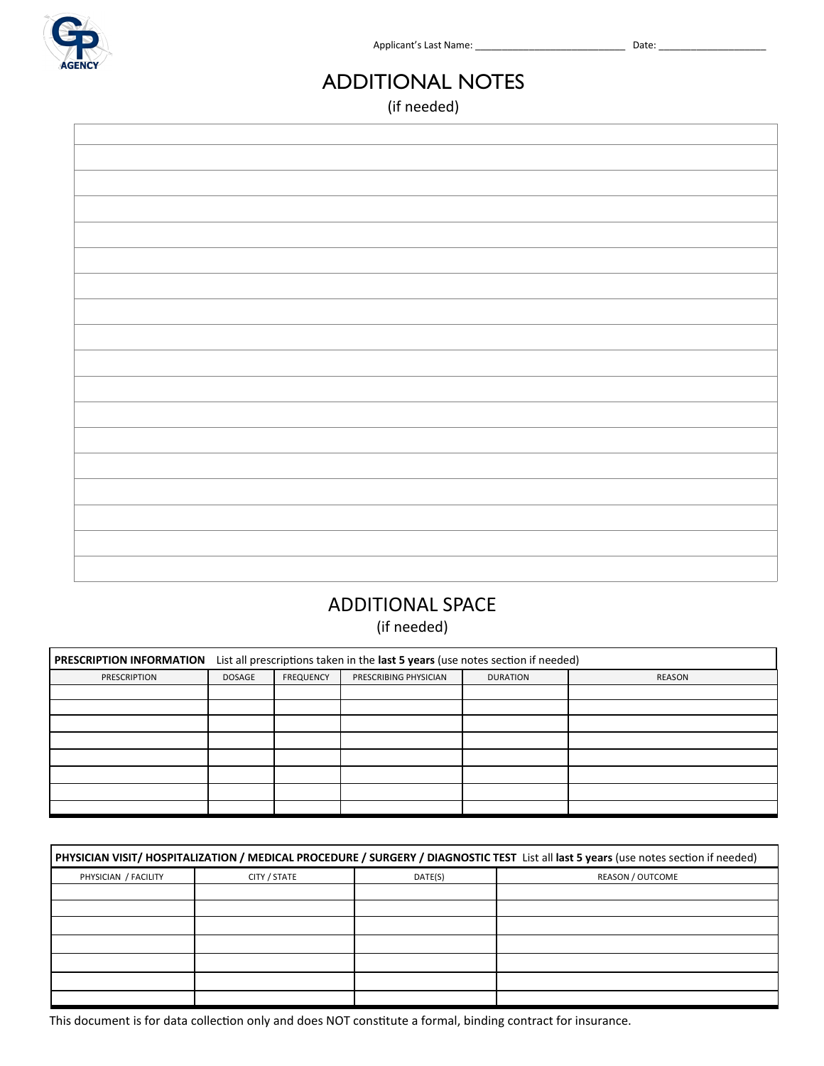Applicant's Last Name: ____________________________ Date: ____________________

# ADDITIONAL NOTES

(if needed)

| |
|---|
| |
| |
| |
| |
| |
| |
| |
| |
| |
| |
| |
| |
| |
| |
| |
| |
| |

# ADDITIONAL SPACE

(if needed)

**PRESCRIPTION INFORMATION** List all prescriptions taken in the **last 5 years** (use notes section if needed)

| PRESCRIPTION | DOSAGE | FREQUENCY | PRESCRIBING PHYSICIAN | DURATION | REASON |
|---|---|---|---|---|---|
| | | | | | |
| | | | | | |
| | | | | | |
| | | | | | |
| | | | | | |
| | | | | | |
| | | | | | |
| | | | | | |

**PHYSICIAN VISIT/ HOSPITALIZATION / MEDICAL PROCEDURE / SURGERY / DIAGNOSTIC TEST** List all **last 5 years** (use notes section if needed)

| PHYSICIAN / FACILITY | CITY / STATE | DATE(S) | REASON / OUTCOME |
|---|---|---|---|
| | | | |
| | | | |
| | | | |
| | | | |
| | | | |
| | | | |
| | | | |

This document is for data collection only and does NOT constitute a formal, binding contract for insurance.